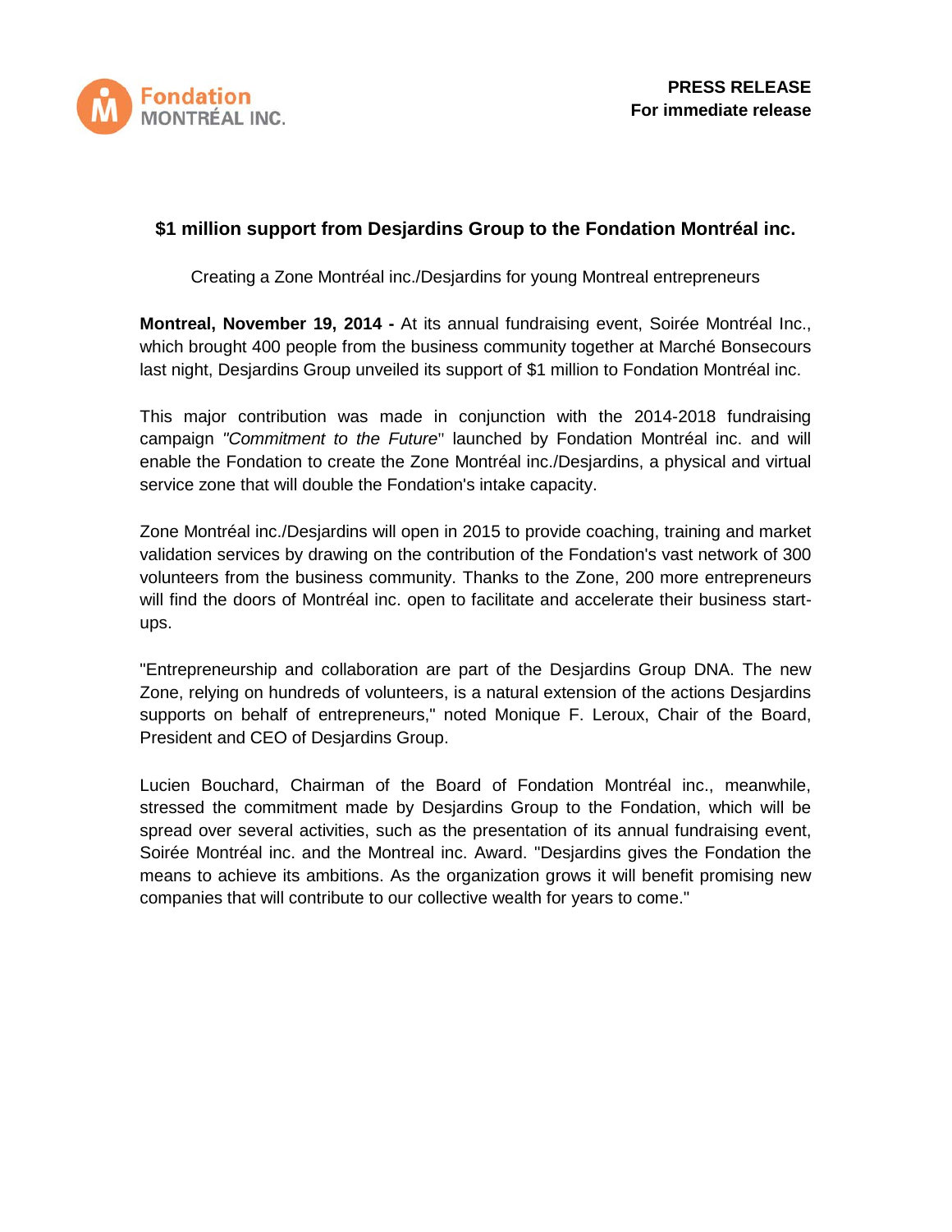Fondation MONTRÉAL INC.

**PRESS RELEASE**
**For immediate release**

# $1 million support from Desjardins Group to the Fondation Montréal inc.

Creating a Zone Montréal inc./Desjardins for young Montreal entrepreneurs

**Montreal, November 19, 2014 -** At its annual fundraising event, Soirée Montréal Inc., which brought 400 people from the business community together at Marché Bonsecours last night, Desjardins Group unveiled its support of $1 million to Fondation Montréal inc.

This major contribution was made in conjunction with the 2014-2018 fundraising campaign *"Commitment to the Future*" launched by Fondation Montréal inc. and will enable the Fondation to create the Zone Montréal inc./Desjardins, a physical and virtual service zone that will double the Fondation's intake capacity.

Zone Montréal inc./Desjardins will open in 2015 to provide coaching, training and market validation services by drawing on the contribution of the Fondation's vast network of 300 volunteers from the business community. Thanks to the Zone, 200 more entrepreneurs will find the doors of Montréal inc. open to facilitate and accelerate their business start-ups.

"Entrepreneurship and collaboration are part of the Desjardins Group DNA. The new Zone, relying on hundreds of volunteers, is a natural extension of the actions Desjardins supports on behalf of entrepreneurs," noted Monique F. Leroux, Chair of the Board, President and CEO of Desjardins Group.

Lucien Bouchard, Chairman of the Board of Fondation Montréal inc., meanwhile, stressed the commitment made by Desjardins Group to the Fondation, which will be spread over several activities, such as the presentation of its annual fundraising event, Soirée Montréal inc. and the Montreal inc. Award. "Desjardins gives the Fondation the means to achieve its ambitions. As the organization grows it will benefit promising new companies that will contribute to our collective wealth for years to come."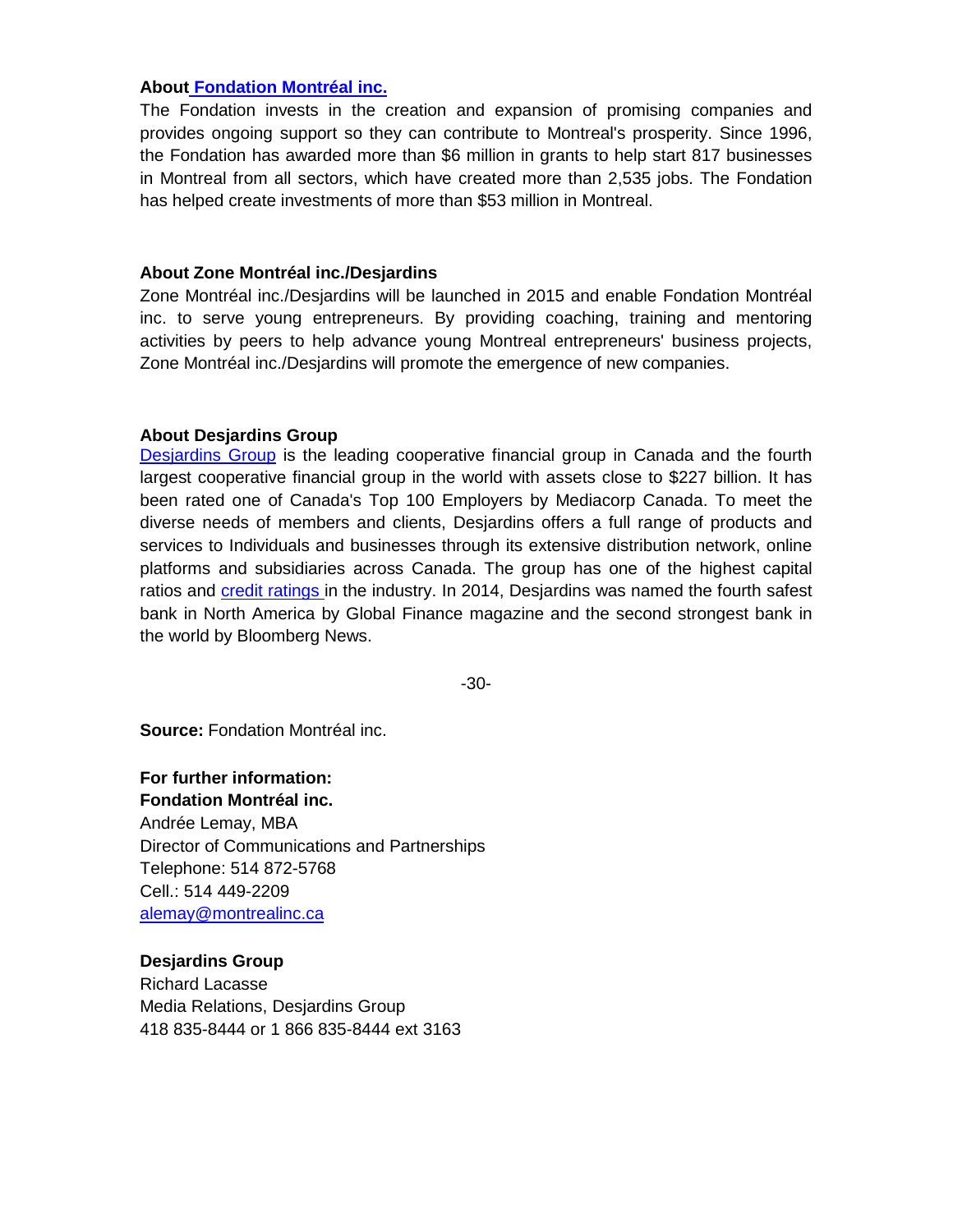**About Fondation Montréal inc.**

The Fondation invests in the creation and expansion of promising companies and provides ongoing support so they can contribute to Montreal's prosperity. Since 1996, the Fondation has awarded more than $6 million in grants to help start 817 businesses in Montreal from all sectors, which have created more than 2,535 jobs. The Fondation has helped create investments of more than $53 million in Montreal.

**About Zone Montréal inc./Desjardins**

Zone Montréal inc./Desjardins will be launched in 2015 and enable Fondation Montréal inc. to serve young entrepreneurs. By providing coaching, training and mentoring activities by peers to help advance young Montreal entrepreneurs' business projects, Zone Montréal inc./Desjardins will promote the emergence of new companies.

**About Desjardins Group**

Desjardins Group is the leading cooperative financial group in Canada and the fourth largest cooperative financial group in the world with assets close to $227 billion. It has been rated one of Canada's Top 100 Employers by Mediacorp Canada. To meet the diverse needs of members and clients, Desjardins offers a full range of products and services to Individuals and businesses through its extensive distribution network, online platforms and subsidiaries across Canada. The group has one of the highest capital ratios and credit ratings in the industry. In 2014, Desjardins was named the fourth safest bank in North America by Global Finance magazine and the second strongest bank in the world by Bloomberg News.

-30-

**Source:** Fondation Montréal inc.

**For further information:**
**Fondation Montréal inc.**
Andrée Lemay, MBA
Director of Communications and Partnerships
Telephone: 514 872-5768
Cell.: 514 449-2209
alemay@montrealinc.ca

**Desjardins Group**
Richard Lacasse
Media Relations, Desjardins Group
418 835-8444 or 1 866 835-8444 ext 3163